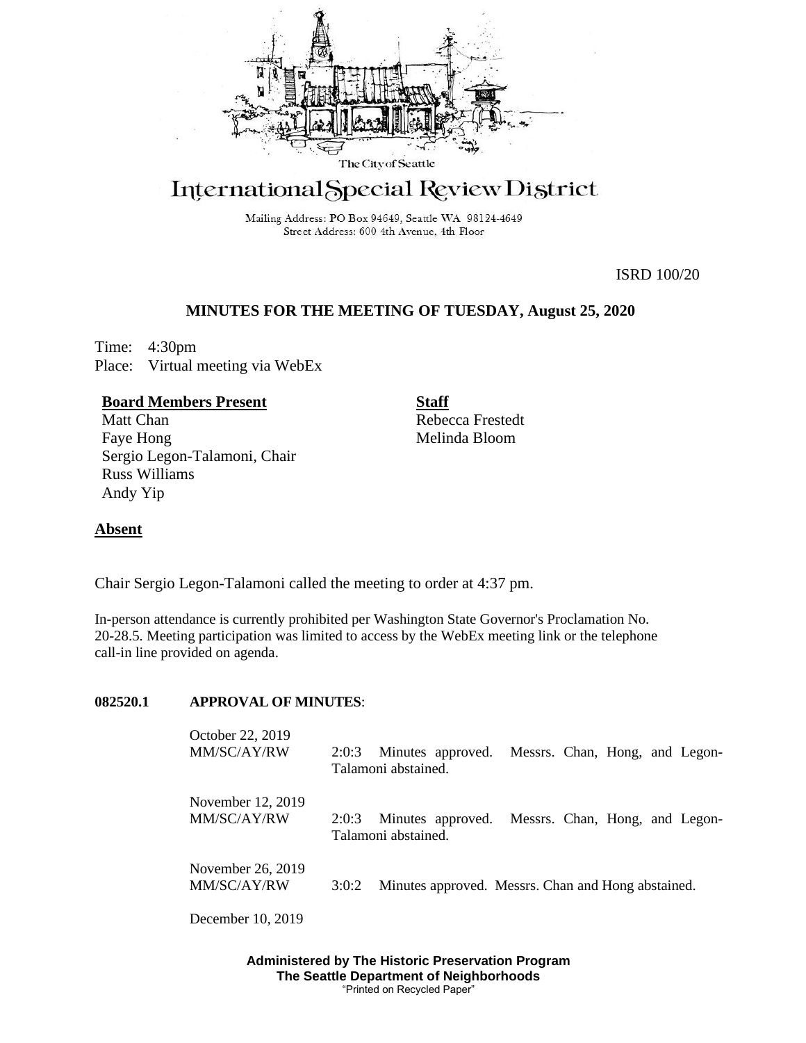The City of Seattle

# International Special Review District

Mailing Address: PO Box 94649, Seattle WA 98124-4649
Street Address: 600 4th Avenue, 4th Floor

ISRD 100/20

## MINUTES FOR THE MEETING OF TUESDAY, August 25, 2020

Time: 4:30pm
Place: Virtual meeting via WebEx

**Board Members Present**
Matt Chan
Faye Hong
Sergio Legon-Talamoni, Chair
Russ Williams
Andy Yip

**Staff**
Rebecca Frestedt
Melinda Bloom

**Absent**

Chair Sergio Legon-Talamoni called the meeting to order at 4:37 pm.

In-person attendance is currently prohibited per Washington State Governor's Proclamation No. 20-28.5. Meeting participation was limited to access by the WebEx meeting link or the telephone call-in line provided on agenda.

**082520.1 APPROVAL OF MINUTES**:

October 22, 2019
MM/SC/AY/RW 2:0:3 Minutes approved. Messrs. Chan, Hong, and Legon-Talamoni abstained.

November 12, 2019
MM/SC/AY/RW 2:0:3 Minutes approved. Messrs. Chan, Hong, and Legon-Talamoni abstained.

November 26, 2019
MM/SC/AY/RW 3:0:2 Minutes approved. Messrs. Chan and Hong abstained.

December 10, 2019

**Administered by The Historic Preservation Program**
**The Seattle Department of Neighborhoods**
"Printed on Recycled Paper"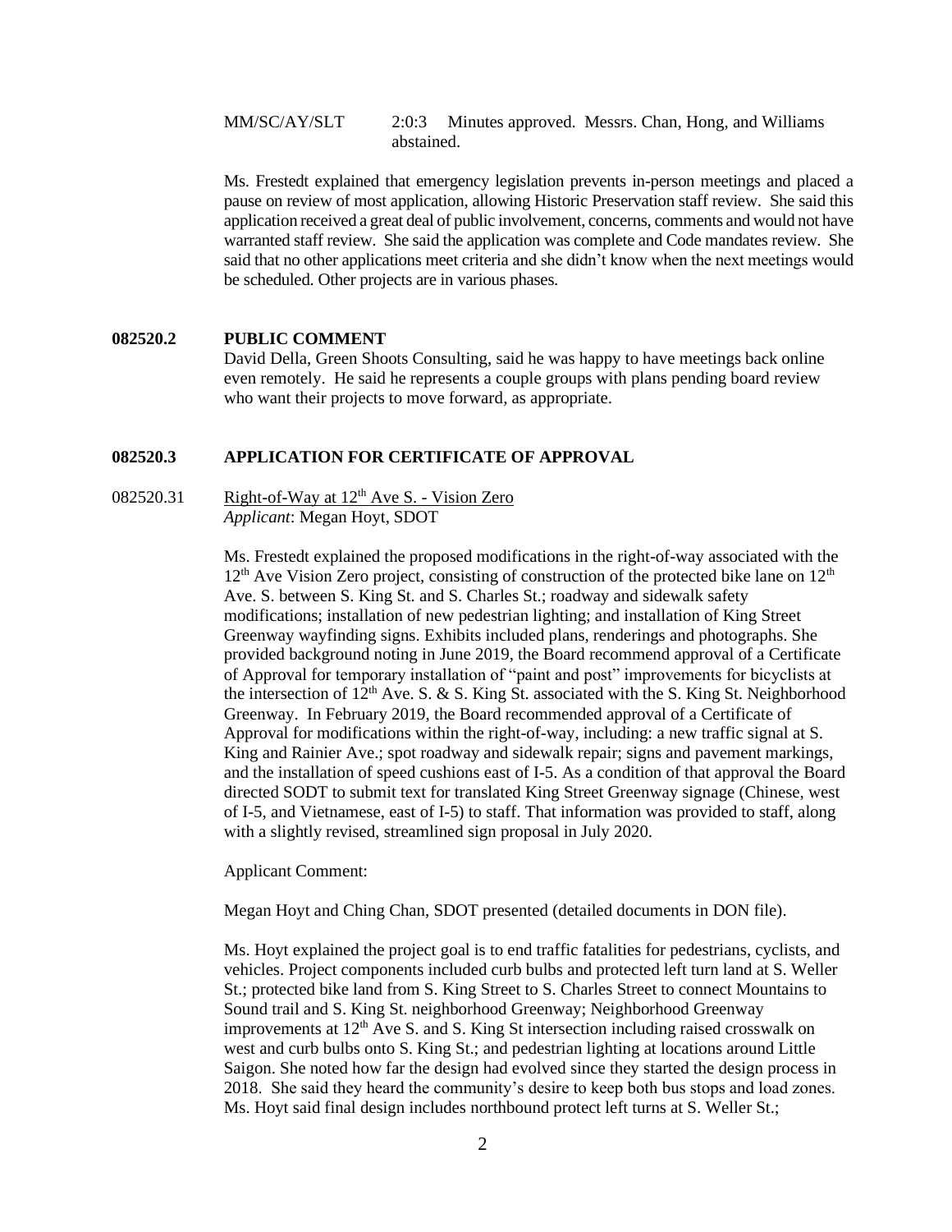MM/SC/AY/SLT 2:0:3 Minutes approved. Messrs. Chan, Hong, and Williams abstained.

Ms. Frestedt explained that emergency legislation prevents in-person meetings and placed a pause on review of most application, allowing Historic Preservation staff review. She said this application received a great deal of public involvement, concerns, comments and would not have warranted staff review. She said the application was complete and Code mandates review. She said that no other applications meet criteria and she didn't know when the next meetings would be scheduled. Other projects are in various phases.

**082520.2 PUBLIC COMMENT**

David Della, Green Shoots Consulting, said he was happy to have meetings back online even remotely. He said he represents a couple groups with plans pending board review who want their projects to move forward, as appropriate.

**082520.3 APPLICATION FOR CERTIFICATE OF APPROVAL**

082520.31 Right-of-Way at 12th Ave S. - Vision Zero
*Applicant*: Megan Hoyt, SDOT

Ms. Frestedt explained the proposed modifications in the right-of-way associated with the 12th Ave Vision Zero project, consisting of construction of the protected bike lane on 12th Ave. S. between S. King St. and S. Charles St.; roadway and sidewalk safety modifications; installation of new pedestrian lighting; and installation of King Street Greenway wayfinding signs. Exhibits included plans, renderings and photographs. She provided background noting in June 2019, the Board recommend approval of a Certificate of Approval for temporary installation of "paint and post" improvements for bicyclists at the intersection of 12th Ave. S. & S. King St. associated with the S. King St. Neighborhood Greenway. In February 2019, the Board recommended approval of a Certificate of Approval for modifications within the right-of-way, including: a new traffic signal at S. King and Rainier Ave.; spot roadway and sidewalk repair; signs and pavement markings, and the installation of speed cushions east of I-5. As a condition of that approval the Board directed SODT to submit text for translated King Street Greenway signage (Chinese, west of I-5, and Vietnamese, east of I-5) to staff. That information was provided to staff, along with a slightly revised, streamlined sign proposal in July 2020.

Applicant Comment:

Megan Hoyt and Ching Chan, SDOT presented (detailed documents in DON file).

Ms. Hoyt explained the project goal is to end traffic fatalities for pedestrians, cyclists, and vehicles. Project components included curb bulbs and protected left turn land at S. Weller St.; protected bike land from S. King Street to S. Charles Street to connect Mountains to Sound trail and S. King St. neighborhood Greenway; Neighborhood Greenway improvements at 12th Ave S. and S. King St intersection including raised crosswalk on west and curb bulbs onto S. King St.; and pedestrian lighting at locations around Little Saigon. She noted how far the design had evolved since they started the design process in 2018. She said they heard the community's desire to keep both bus stops and load zones. Ms. Hoyt said final design includes northbound protect left turns at S. Weller St.;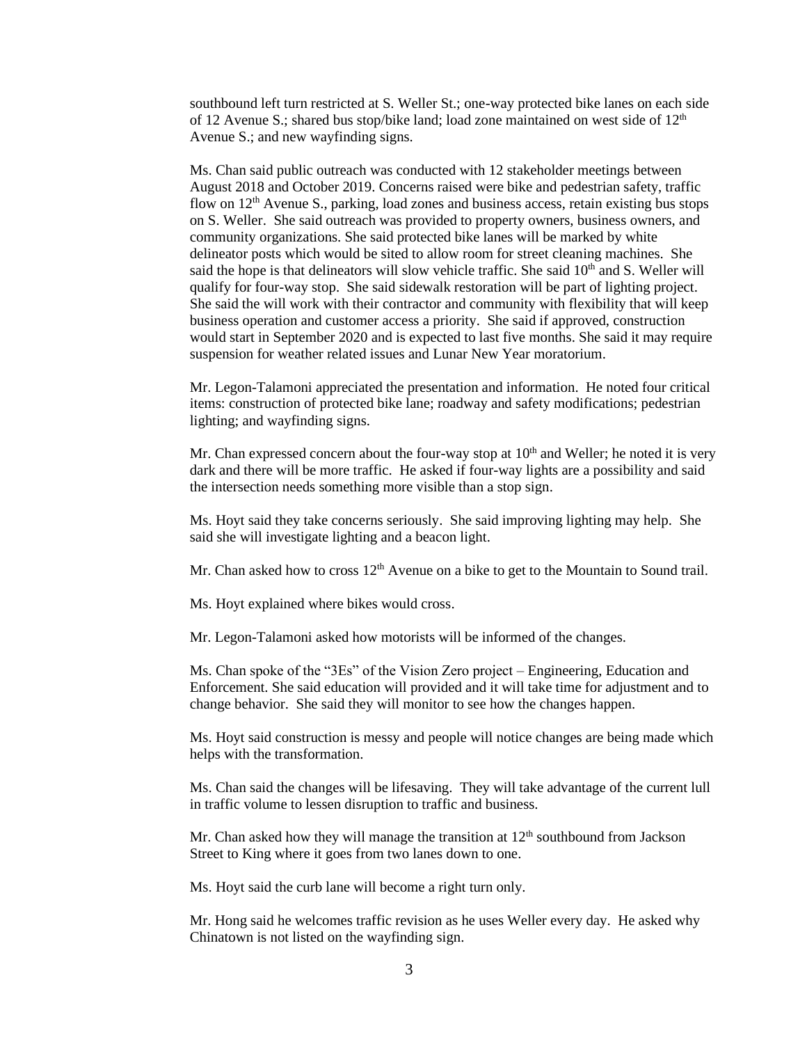southbound left turn restricted at S. Weller St.; one-way protected bike lanes on each side of 12 Avenue S.; shared bus stop/bike land; load zone maintained on west side of 12th Avenue S.; and new wayfinding signs.

Ms. Chan said public outreach was conducted with 12 stakeholder meetings between August 2018 and October 2019. Concerns raised were bike and pedestrian safety, traffic flow on 12th Avenue S., parking, load zones and business access, retain existing bus stops on S. Weller. She said outreach was provided to property owners, business owners, and community organizations. She said protected bike lanes will be marked by white delineator posts which would be sited to allow room for street cleaning machines. She said the hope is that delineators will slow vehicle traffic. She said 10th and S. Weller will qualify for four-way stop. She said sidewalk restoration will be part of lighting project. She said the will work with their contractor and community with flexibility that will keep business operation and customer access a priority. She said if approved, construction would start in September 2020 and is expected to last five months. She said it may require suspension for weather related issues and Lunar New Year moratorium.

Mr. Legon-Talamoni appreciated the presentation and information. He noted four critical items: construction of protected bike lane; roadway and safety modifications; pedestrian lighting; and wayfinding signs.

Mr. Chan expressed concern about the four-way stop at 10th and Weller; he noted it is very dark and there will be more traffic. He asked if four-way lights are a possibility and said the intersection needs something more visible than a stop sign.

Ms. Hoyt said they take concerns seriously. She said improving lighting may help. She said she will investigate lighting and a beacon light.

Mr. Chan asked how to cross 12th Avenue on a bike to get to the Mountain to Sound trail.

Ms. Hoyt explained where bikes would cross.

Mr. Legon-Talamoni asked how motorists will be informed of the changes.

Ms. Chan spoke of the "3Es" of the Vision Zero project – Engineering, Education and Enforcement. She said education will provided and it will take time for adjustment and to change behavior. She said they will monitor to see how the changes happen.

Ms. Hoyt said construction is messy and people will notice changes are being made which helps with the transformation.

Ms. Chan said the changes will be lifesaving. They will take advantage of the current lull in traffic volume to lessen disruption to traffic and business.

Mr. Chan asked how they will manage the transition at 12th southbound from Jackson Street to King where it goes from two lanes down to one.

Ms. Hoyt said the curb lane will become a right turn only.

Mr. Hong said he welcomes traffic revision as he uses Weller every day. He asked why Chinatown is not listed on the wayfinding sign.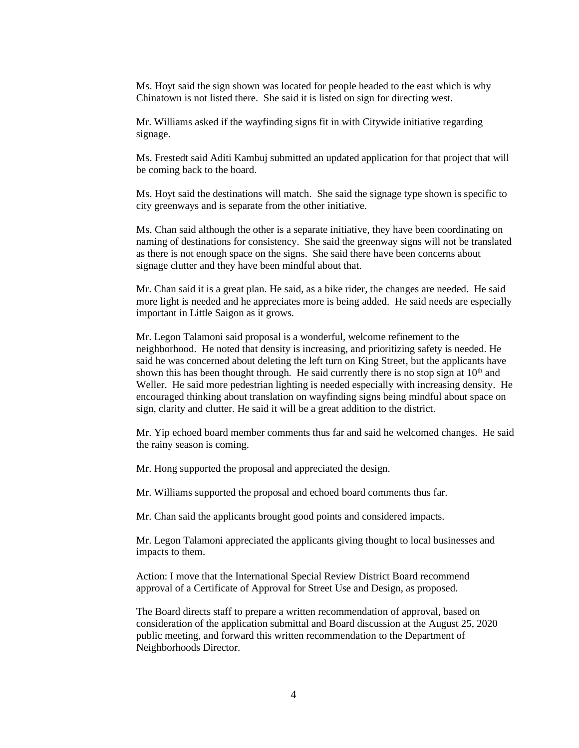Ms. Hoyt said the sign shown was located for people headed to the east which is why Chinatown is not listed there. She said it is listed on sign for directing west.

Mr. Williams asked if the wayfinding signs fit in with Citywide initiative regarding signage.

Ms. Frestedt said Aditi Kambuj submitted an updated application for that project that will be coming back to the board.

Ms. Hoyt said the destinations will match. She said the signage type shown is specific to city greenways and is separate from the other initiative.

Ms. Chan said although the other is a separate initiative, they have been coordinating on naming of destinations for consistency. She said the greenway signs will not be translated as there is not enough space on the signs. She said there have been concerns about signage clutter and they have been mindful about that.

Mr. Chan said it is a great plan. He said, as a bike rider, the changes are needed. He said more light is needed and he appreciates more is being added. He said needs are especially important in Little Saigon as it grows.

Mr. Legon Talamoni said proposal is a wonderful, welcome refinement to the neighborhood. He noted that density is increasing, and prioritizing safety is needed. He said he was concerned about deleting the left turn on King Street, but the applicants have shown this has been thought through. He said currently there is no stop sign at 10th and Weller. He said more pedestrian lighting is needed especially with increasing density. He encouraged thinking about translation on wayfinding signs being mindful about space on sign, clarity and clutter. He said it will be a great addition to the district.

Mr. Yip echoed board member comments thus far and said he welcomed changes. He said the rainy season is coming.

Mr. Hong supported the proposal and appreciated the design.

Mr. Williams supported the proposal and echoed board comments thus far.

Mr. Chan said the applicants brought good points and considered impacts.

Mr. Legon Talamoni appreciated the applicants giving thought to local businesses and impacts to them.

Action: I move that the International Special Review District Board recommend approval of a Certificate of Approval for Street Use and Design, as proposed.

The Board directs staff to prepare a written recommendation of approval, based on consideration of the application submittal and Board discussion at the August 25, 2020 public meeting, and forward this written recommendation to the Department of Neighborhoods Director.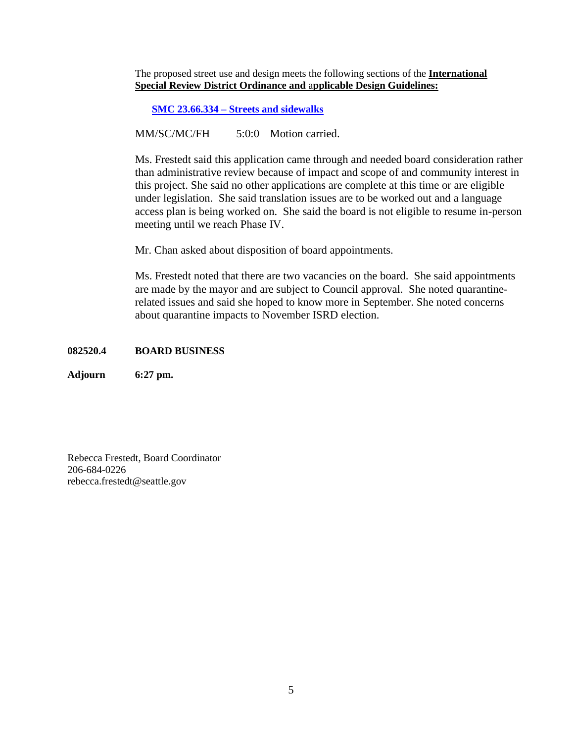The proposed street use and design meets the following sections of the **International Special Review District Ordinance and applicable Design Guidelines:**

**SMC 23.66.334 – Streets and sidewalks**

MM/SC/MC/FH    5:0:0  Motion carried.

Ms. Frestedt said this application came through and needed board consideration rather than administrative review because of impact and scope of and community interest in this project. She said no other applications are complete at this time or are eligible under legislation. She said translation issues are to be worked out and a language access plan is being worked on. She said the board is not eligible to resume in-person meeting until we reach Phase IV.

Mr. Chan asked about disposition of board appointments.

Ms. Frestedt noted that there are two vacancies on the board. She said appointments are made by the mayor and are subject to Council approval. She noted quarantine-related issues and said she hoped to know more in September. She noted concerns about quarantine impacts to November ISRD election.

**082520.4    BOARD BUSINESS**

**Adjourn    6:27 pm.**

Rebecca Frestedt, Board Coordinator
206-684-0226
rebecca.frestedt@seattle.gov